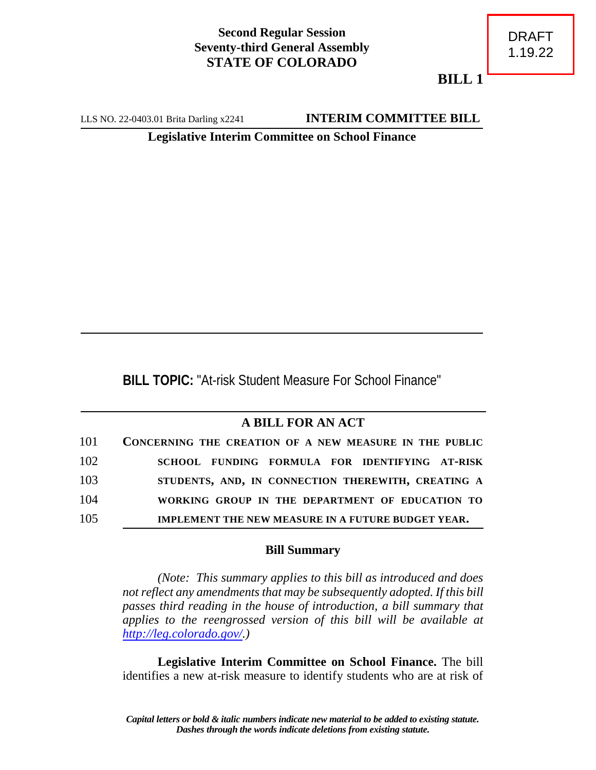**Second Regular Session**
**Seventy-third General Assembly**
**STATE OF COLORADO**

DRAFT
1.19.22

**BILL 1**

LLS NO. 22-0403.01 Brita Darling x2241 **INTERIM COMMITTEE BILL**

**Legislative Interim Committee on School Finance**

**BILL TOPIC:** "At-risk Student Measure For School Finance"

## A BILL FOR AN ACT

101 **CONCERNING THE CREATION OF A NEW MEASURE IN THE PUBLIC**
102 **SCHOOL FUNDING FORMULA FOR IDENTIFYING AT-RISK**
103 **STUDENTS, AND, IN CONNECTION THEREWITH, CREATING A**
104 **WORKING GROUP IN THE DEPARTMENT OF EDUCATION TO**
105 **IMPLEMENT THE NEW MEASURE IN A FUTURE BUDGET YEAR.**

### Bill Summary

*(Note: This summary applies to this bill as introduced and does not reflect any amendments that may be subsequently adopted. If this bill passes third reading in the house of introduction, a bill summary that applies to the reengrossed version of this bill will be available at http://leg.colorado.gov/.)*

**Legislative Interim Committee on School Finance.** The bill identifies a new at-risk measure to identify students who are at risk of

*Capital letters or bold & italic numbers indicate new material to be added to existing statute.*
*Dashes through the words indicate deletions from existing statute.*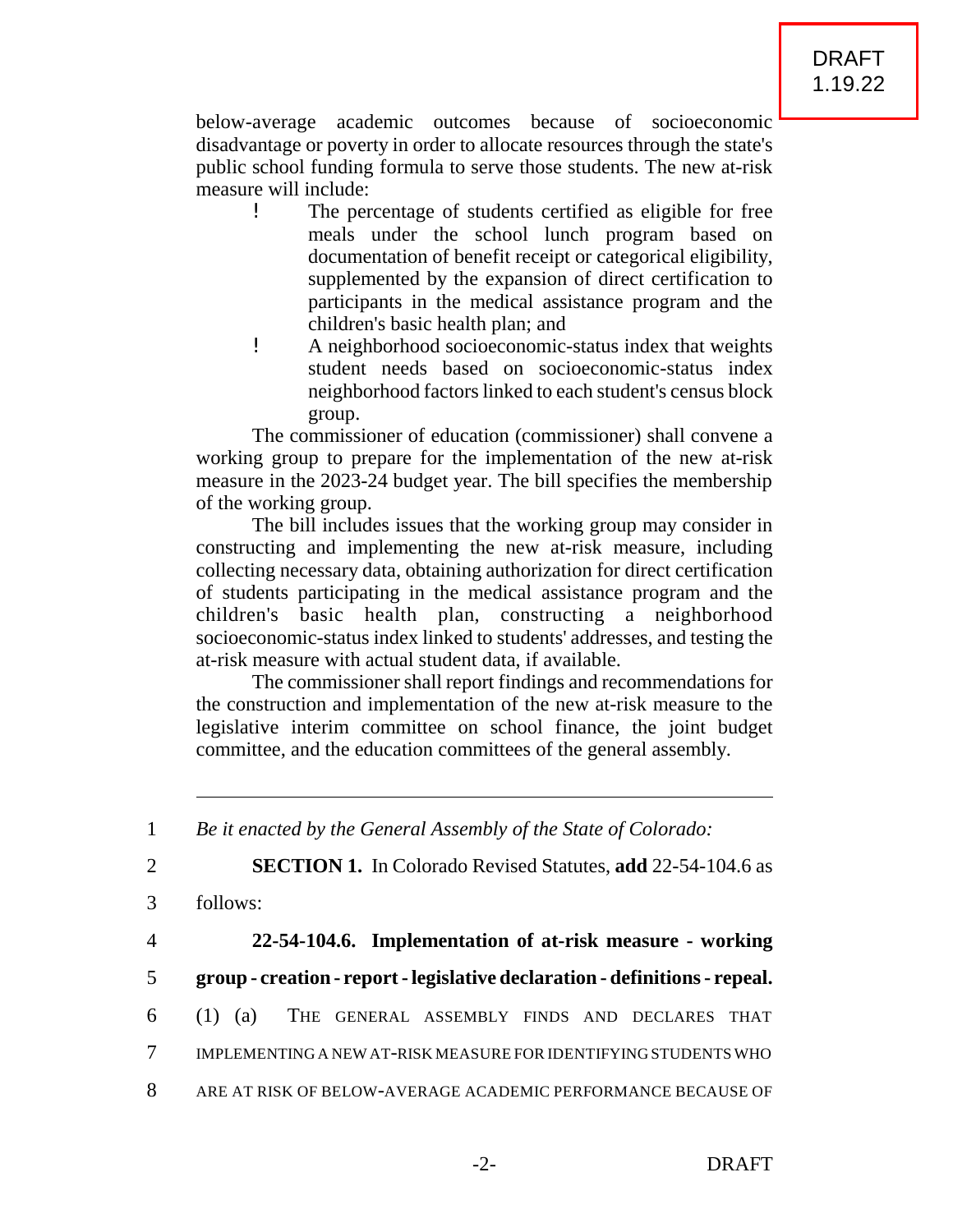below-average academic outcomes because of socioeconomic disadvantage or poverty in order to allocate resources through the state's public school funding formula to serve those students. The new at-risk measure will include:

- The percentage of students certified as eligible for free meals under the school lunch program based on documentation of benefit receipt or categorical eligibility, supplemented by the expansion of direct certification to participants in the medical assistance program and the children's basic health plan; and
- A neighborhood socioeconomic-status index that weights student needs based on socioeconomic-status index neighborhood factors linked to each student's census block group.

The commissioner of education (commissioner) shall convene a working group to prepare for the implementation of the new at-risk measure in the 2023-24 budget year. The bill specifies the membership of the working group.

The bill includes issues that the working group may consider in constructing and implementing the new at-risk measure, including collecting necessary data, obtaining authorization for direct certification of students participating in the medical assistance program and the children's basic health plan, constructing a neighborhood socioeconomic-status index linked to students' addresses, and testing the at-risk measure with actual student data, if available.

The commissioner shall report findings and recommendations for the construction and implementation of the new at-risk measure to the legislative interim committee on school finance, the joint budget committee, and the education committees of the general assembly.

---

1 *Be it enacted by the General Assembly of the State of Colorado:*

2 **SECTION 1.** In Colorado Revised Statutes, **add** 22-54-104.6 as

3 follows:

4 **22-54-104.6. Implementation of at-risk measure - working**

5 **group - creation - report - legislative declaration - definitions - repeal.**

6 (1) (a) THE GENERAL ASSEMBLY FINDS AND DECLARES THAT

7 IMPLEMENTING A NEW AT-RISK MEASURE FOR IDENTIFYING STUDENTS WHO

8 ARE AT RISK OF BELOW-AVERAGE ACADEMIC PERFORMANCE BECAUSE OF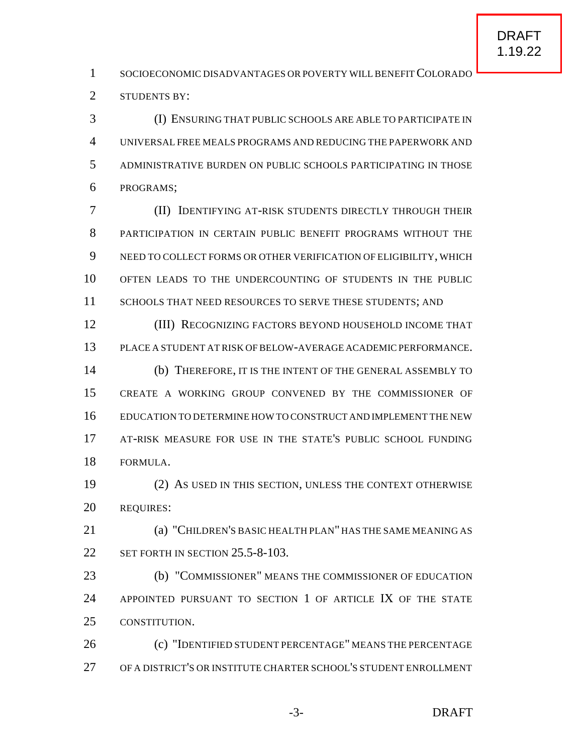SOCIOECONOMIC DISADVANTAGES OR POVERTY WILL BENEFIT COLORADO STUDENTS BY:

(I) ENSURING THAT PUBLIC SCHOOLS ARE ABLE TO PARTICIPATE IN UNIVERSAL FREE MEALS PROGRAMS AND REDUCING THE PAPERWORK AND ADMINISTRATIVE BURDEN ON PUBLIC SCHOOLS PARTICIPATING IN THOSE PROGRAMS;

(II) IDENTIFYING AT-RISK STUDENTS DIRECTLY THROUGH THEIR PARTICIPATION IN CERTAIN PUBLIC BENEFIT PROGRAMS WITHOUT THE NEED TO COLLECT FORMS OR OTHER VERIFICATION OF ELIGIBILITY, WHICH OFTEN LEADS TO THE UNDERCOUNTING OF STUDENTS IN THE PUBLIC SCHOOLS THAT NEED RESOURCES TO SERVE THESE STUDENTS; AND

(III) RECOGNIZING FACTORS BEYOND HOUSEHOLD INCOME THAT PLACE A STUDENT AT RISK OF BELOW-AVERAGE ACADEMIC PERFORMANCE.

(b) THEREFORE, IT IS THE INTENT OF THE GENERAL ASSEMBLY TO CREATE A WORKING GROUP CONVENED BY THE COMMISSIONER OF EDUCATION TO DETERMINE HOW TO CONSTRUCT AND IMPLEMENT THE NEW AT-RISK MEASURE FOR USE IN THE STATE'S PUBLIC SCHOOL FUNDING FORMULA.

(2) AS USED IN THIS SECTION, UNLESS THE CONTEXT OTHERWISE REQUIRES:

(a) "CHILDREN'S BASIC HEALTH PLAN" HAS THE SAME MEANING AS SET FORTH IN SECTION 25.5-8-103.

(b) "COMMISSIONER" MEANS THE COMMISSIONER OF EDUCATION APPOINTED PURSUANT TO SECTION 1 OF ARTICLE IX OF THE STATE CONSTITUTION.

(c) "IDENTIFIED STUDENT PERCENTAGE" MEANS THE PERCENTAGE OF A DISTRICT'S OR INSTITUTE CHARTER SCHOOL'S STUDENT ENROLLMENT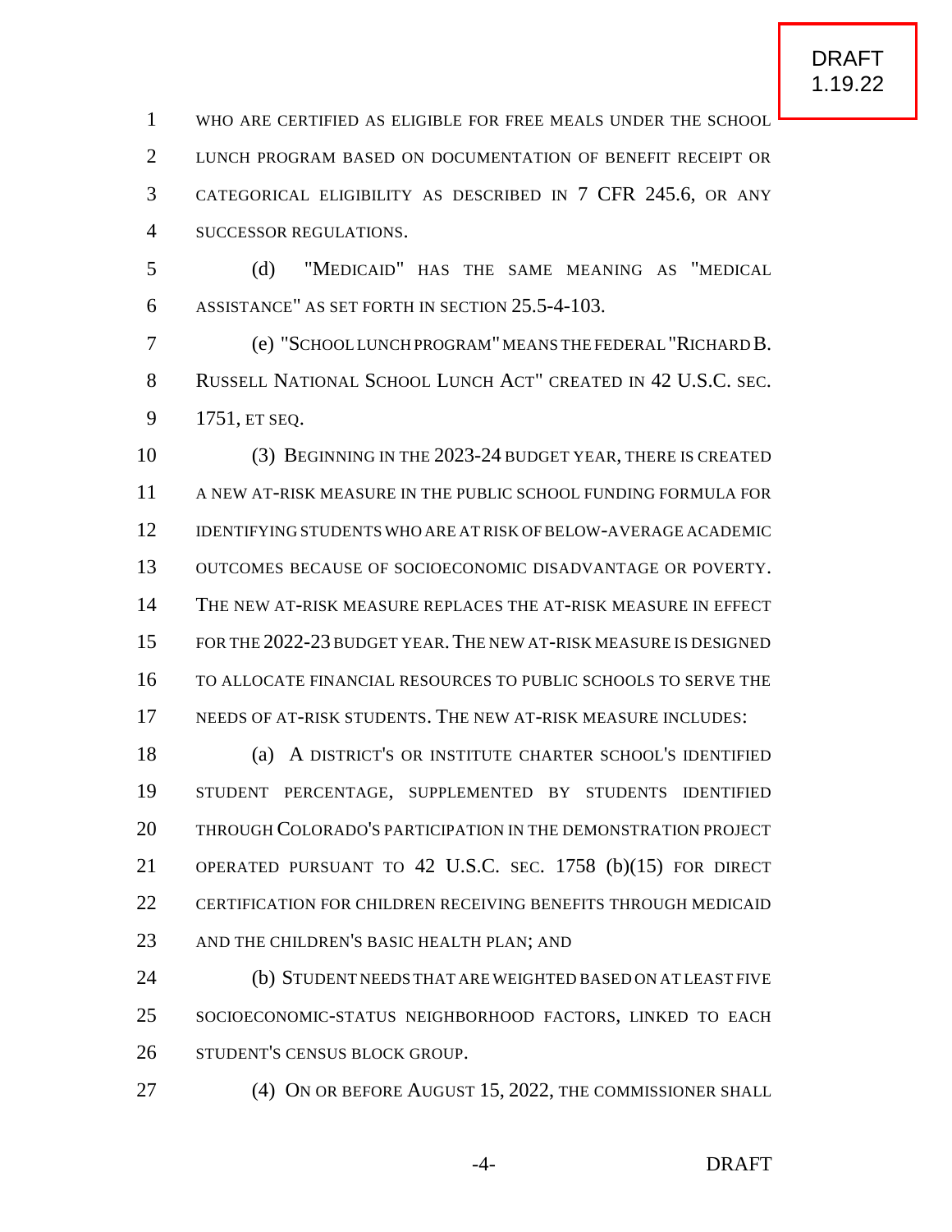WHO ARE CERTIFIED AS ELIGIBLE FOR FREE MEALS UNDER THE SCHOOL LUNCH PROGRAM BASED ON DOCUMENTATION OF BENEFIT RECEIPT OR CATEGORICAL ELIGIBILITY AS DESCRIBED IN 7 CFR 245.6, OR ANY SUCCESSOR REGULATIONS.

(d) "MEDICAID" HAS THE SAME MEANING AS "MEDICAL ASSISTANCE" AS SET FORTH IN SECTION 25.5-4-103.

(e) "SCHOOL LUNCH PROGRAM" MEANS THE FEDERAL "RICHARD B. RUSSELL NATIONAL SCHOOL LUNCH ACT" CREATED IN 42 U.S.C. SEC. 1751, ET SEQ.

(3) BEGINNING IN THE 2023-24 BUDGET YEAR, THERE IS CREATED A NEW AT-RISK MEASURE IN THE PUBLIC SCHOOL FUNDING FORMULA FOR IDENTIFYING STUDENTS WHO ARE AT RISK OF BELOW-AVERAGE ACADEMIC OUTCOMES BECAUSE OF SOCIOECONOMIC DISADVANTAGE OR POVERTY. THE NEW AT-RISK MEASURE REPLACES THE AT-RISK MEASURE IN EFFECT FOR THE 2022-23 BUDGET YEAR. THE NEW AT-RISK MEASURE IS DESIGNED TO ALLOCATE FINANCIAL RESOURCES TO PUBLIC SCHOOLS TO SERVE THE NEEDS OF AT-RISK STUDENTS. THE NEW AT-RISK MEASURE INCLUDES:

(a) A DISTRICT'S OR INSTITUTE CHARTER SCHOOL'S IDENTIFIED STUDENT PERCENTAGE, SUPPLEMENTED BY STUDENTS IDENTIFIED THROUGH COLORADO'S PARTICIPATION IN THE DEMONSTRATION PROJECT OPERATED PURSUANT TO 42 U.S.C. SEC. 1758 (b)(15) FOR DIRECT CERTIFICATION FOR CHILDREN RECEIVING BENEFITS THROUGH MEDICAID AND THE CHILDREN'S BASIC HEALTH PLAN; AND

(b) STUDENT NEEDS THAT ARE WEIGHTED BASED ON AT LEAST FIVE SOCIOECONOMIC-STATUS NEIGHBORHOOD FACTORS, LINKED TO EACH STUDENT'S CENSUS BLOCK GROUP.

(4) ON OR BEFORE AUGUST 15, 2022, THE COMMISSIONER SHALL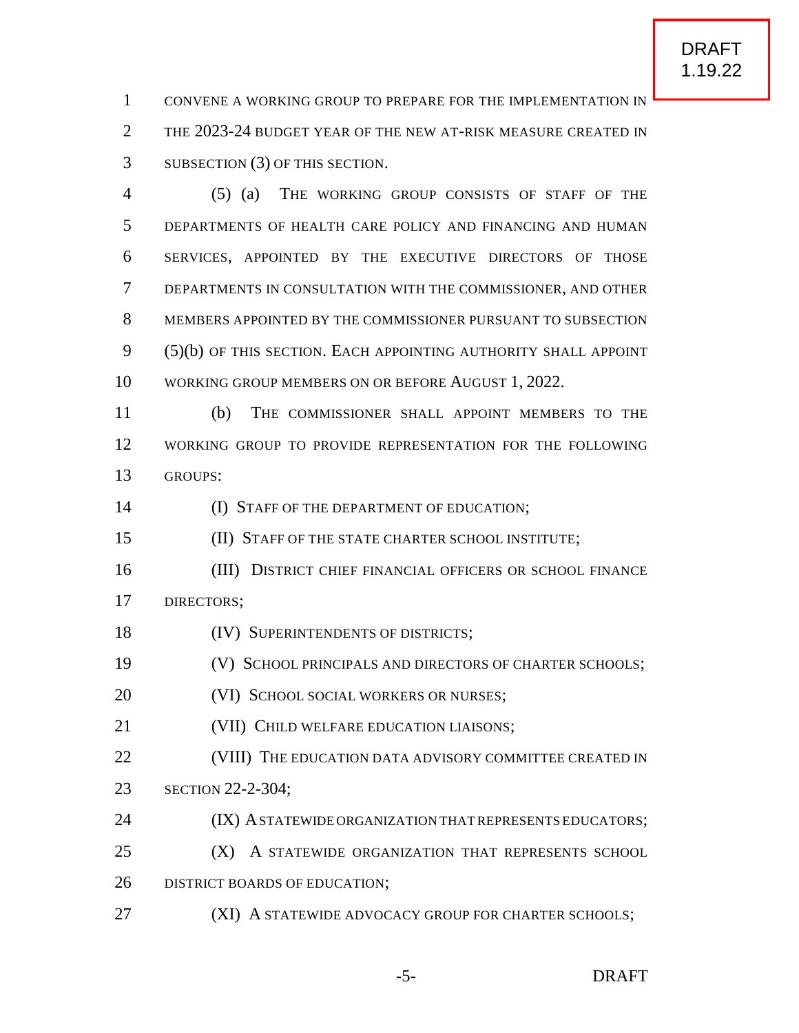CONVENE A WORKING GROUP TO PREPARE FOR THE IMPLEMENTATION IN THE 2023-24 BUDGET YEAR OF THE NEW AT-RISK MEASURE CREATED IN SUBSECTION (3) OF THIS SECTION.

(5) (a) THE WORKING GROUP CONSISTS OF STAFF OF THE DEPARTMENTS OF HEALTH CARE POLICY AND FINANCING AND HUMAN SERVICES, APPOINTED BY THE EXECUTIVE DIRECTORS OF THOSE DEPARTMENTS IN CONSULTATION WITH THE COMMISSIONER, AND OTHER MEMBERS APPOINTED BY THE COMMISSIONER PURSUANT TO SUBSECTION (5)(b) OF THIS SECTION. EACH APPOINTING AUTHORITY SHALL APPOINT WORKING GROUP MEMBERS ON OR BEFORE AUGUST 1, 2022.

(b) THE COMMISSIONER SHALL APPOINT MEMBERS TO THE WORKING GROUP TO PROVIDE REPRESENTATION FOR THE FOLLOWING GROUPS:

(I) STAFF OF THE DEPARTMENT OF EDUCATION;

(II) STAFF OF THE STATE CHARTER SCHOOL INSTITUTE;

(III) DISTRICT CHIEF FINANCIAL OFFICERS OR SCHOOL FINANCE DIRECTORS;

(IV) SUPERINTENDENTS OF DISTRICTS;

(V) SCHOOL PRINCIPALS AND DIRECTORS OF CHARTER SCHOOLS;

(VI) SCHOOL SOCIAL WORKERS OR NURSES;

(VII) CHILD WELFARE EDUCATION LIAISONS;

(VIII) THE EDUCATION DATA ADVISORY COMMITTEE CREATED IN SECTION 22-2-304;

(IX) A STATEWIDE ORGANIZATION THAT REPRESENTS EDUCATORS;

(X) A STATEWIDE ORGANIZATION THAT REPRESENTS SCHOOL DISTRICT BOARDS OF EDUCATION;

(XI) A STATEWIDE ADVOCACY GROUP FOR CHARTER SCHOOLS;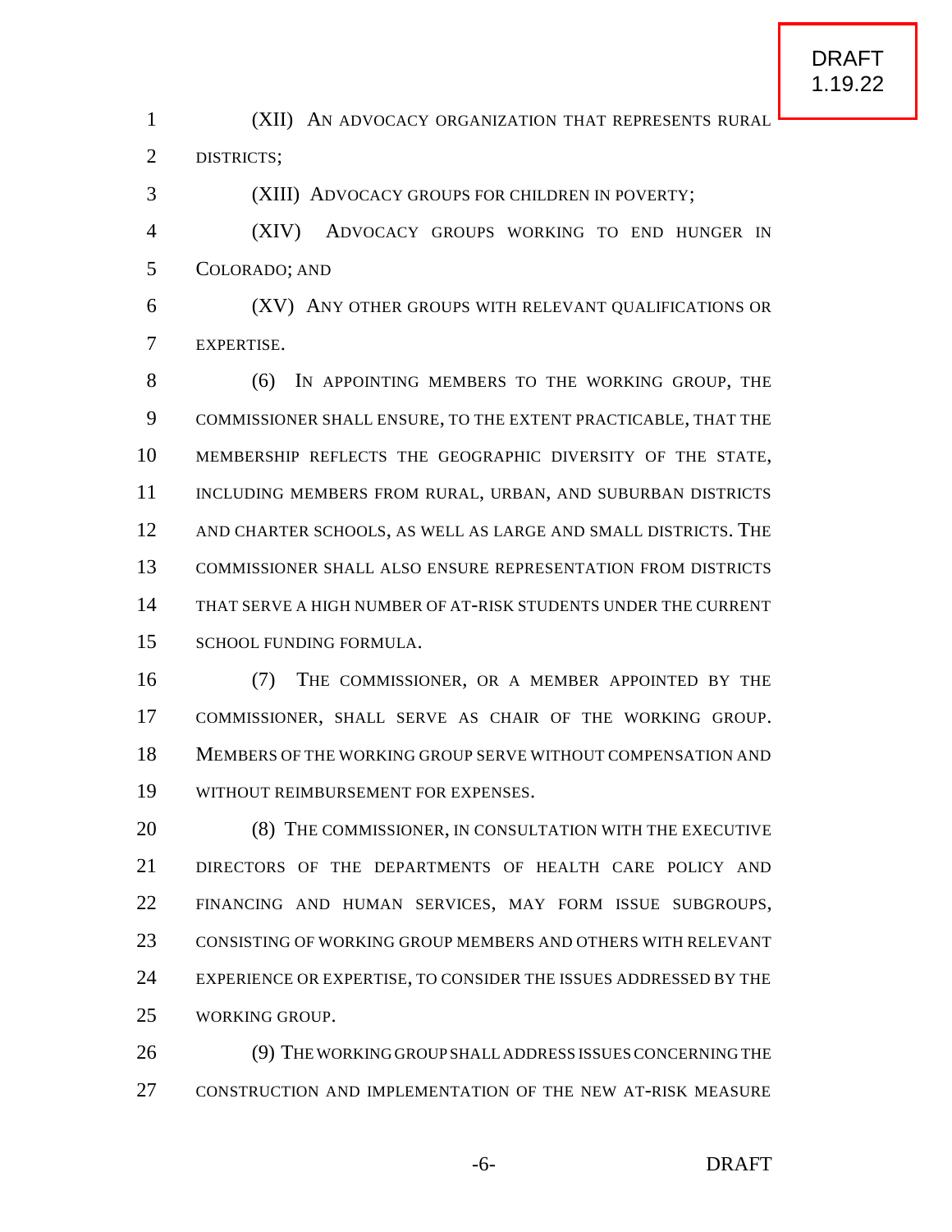(XII) AN ADVOCACY ORGANIZATION THAT REPRESENTS RURAL DISTRICTS;

(XIII) ADVOCACY GROUPS FOR CHILDREN IN POVERTY;

(XIV) ADVOCACY GROUPS WORKING TO END HUNGER IN COLORADO; AND

(XV) ANY OTHER GROUPS WITH RELEVANT QUALIFICATIONS OR EXPERTISE.

(6) IN APPOINTING MEMBERS TO THE WORKING GROUP, THE COMMISSIONER SHALL ENSURE, TO THE EXTENT PRACTICABLE, THAT THE MEMBERSHIP REFLECTS THE GEOGRAPHIC DIVERSITY OF THE STATE, INCLUDING MEMBERS FROM RURAL, URBAN, AND SUBURBAN DISTRICTS AND CHARTER SCHOOLS, AS WELL AS LARGE AND SMALL DISTRICTS. THE COMMISSIONER SHALL ALSO ENSURE REPRESENTATION FROM DISTRICTS THAT SERVE A HIGH NUMBER OF AT-RISK STUDENTS UNDER THE CURRENT SCHOOL FUNDING FORMULA.

(7) THE COMMISSIONER, OR A MEMBER APPOINTED BY THE COMMISSIONER, SHALL SERVE AS CHAIR OF THE WORKING GROUP. MEMBERS OF THE WORKING GROUP SERVE WITHOUT COMPENSATION AND WITHOUT REIMBURSEMENT FOR EXPENSES.

(8) THE COMMISSIONER, IN CONSULTATION WITH THE EXECUTIVE DIRECTORS OF THE DEPARTMENTS OF HEALTH CARE POLICY AND FINANCING AND HUMAN SERVICES, MAY FORM ISSUE SUBGROUPS, CONSISTING OF WORKING GROUP MEMBERS AND OTHERS WITH RELEVANT EXPERIENCE OR EXPERTISE, TO CONSIDER THE ISSUES ADDRESSED BY THE WORKING GROUP.

(9) THE WORKING GROUP SHALL ADDRESS ISSUES CONCERNING THE CONSTRUCTION AND IMPLEMENTATION OF THE NEW AT-RISK MEASURE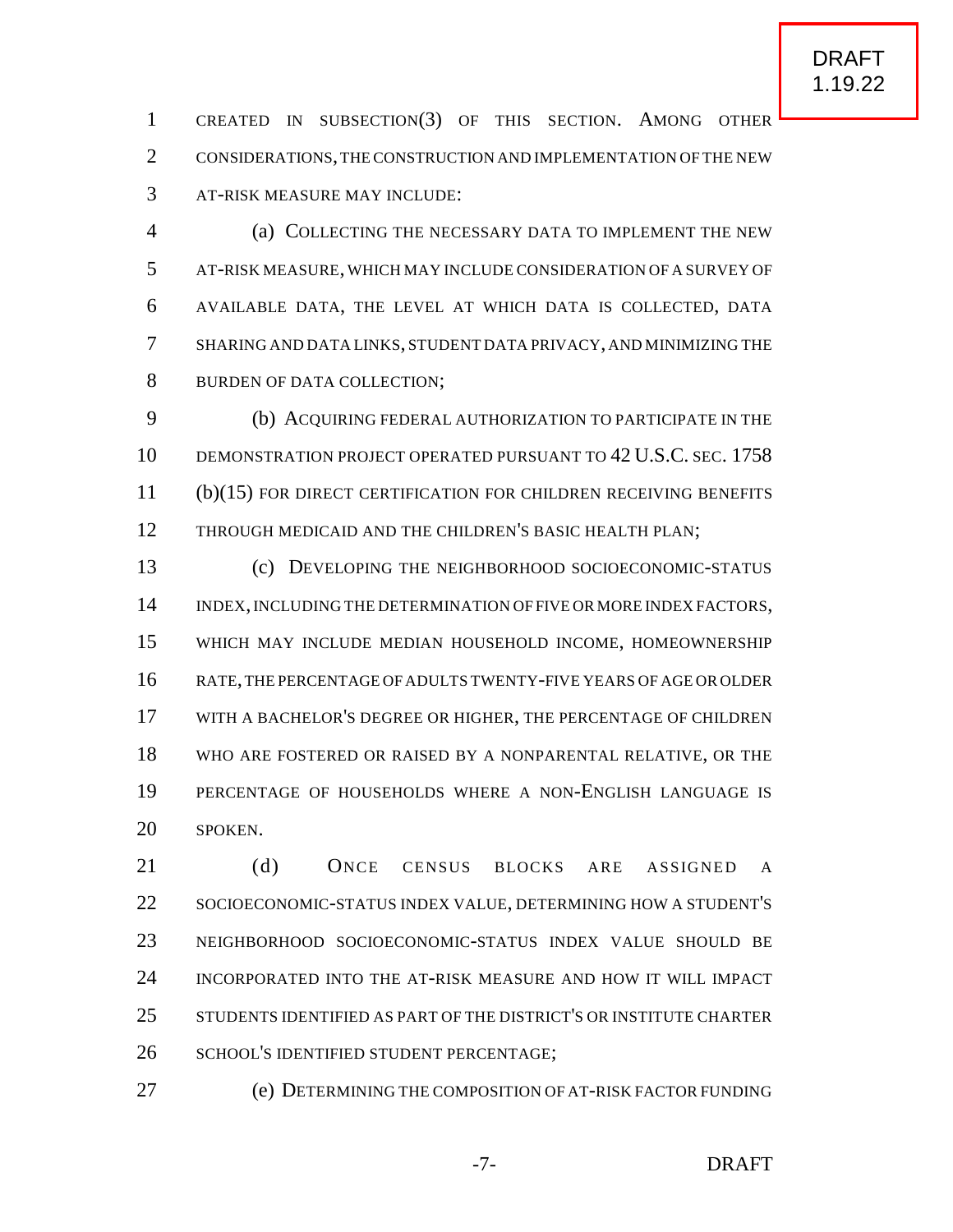CREATED IN SUBSECTION (3) OF THIS SECTION. AMONG OTHER CONSIDERATIONS, THE CONSTRUCTION AND IMPLEMENTATION OF THE NEW AT-RISK MEASURE MAY INCLUDE:

(a) COLLECTING THE NECESSARY DATA TO IMPLEMENT THE NEW AT-RISK MEASURE, WHICH MAY INCLUDE CONSIDERATION OF A SURVEY OF AVAILABLE DATA, THE LEVEL AT WHICH DATA IS COLLECTED, DATA SHARING AND DATA LINKS, STUDENT DATA PRIVACY, AND MINIMIZING THE BURDEN OF DATA COLLECTION;

(b) ACQUIRING FEDERAL AUTHORIZATION TO PARTICIPATE IN THE DEMONSTRATION PROJECT OPERATED PURSUANT TO 42 U.S.C. SEC. 1758 (b)(15) FOR DIRECT CERTIFICATION FOR CHILDREN RECEIVING BENEFITS THROUGH MEDICAID AND THE CHILDREN'S BASIC HEALTH PLAN;

(c) DEVELOPING THE NEIGHBORHOOD SOCIOECONOMIC-STATUS INDEX, INCLUDING THE DETERMINATION OF FIVE OR MORE INDEX FACTORS, WHICH MAY INCLUDE MEDIAN HOUSEHOLD INCOME, HOMEOWNERSHIP RATE, THE PERCENTAGE OF ADULTS TWENTY-FIVE YEARS OF AGE OR OLDER WITH A BACHELOR'S DEGREE OR HIGHER, THE PERCENTAGE OF CHILDREN WHO ARE FOSTERED OR RAISED BY A NONPARENTAL RELATIVE, OR THE PERCENTAGE OF HOUSEHOLDS WHERE A NON-ENGLISH LANGUAGE IS SPOKEN.

(d) ONCE CENSUS BLOCKS ARE ASSIGNED A SOCIOECONOMIC-STATUS INDEX VALUE, DETERMINING HOW A STUDENT'S NEIGHBORHOOD SOCIOECONOMIC-STATUS INDEX VALUE SHOULD BE INCORPORATED INTO THE AT-RISK MEASURE AND HOW IT WILL IMPACT STUDENTS IDENTIFIED AS PART OF THE DISTRICT'S OR INSTITUTE CHARTER SCHOOL'S IDENTIFIED STUDENT PERCENTAGE;

(e) DETERMINING THE COMPOSITION OF AT-RISK FACTOR FUNDING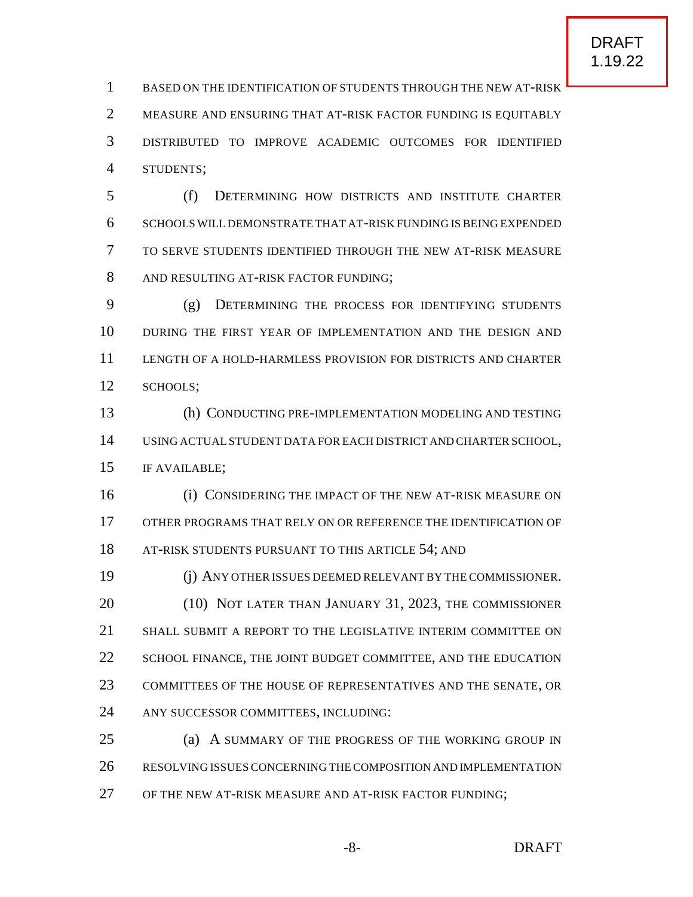BASED ON THE IDENTIFICATION OF STUDENTS THROUGH THE NEW AT-RISK MEASURE AND ENSURING THAT AT-RISK FACTOR FUNDING IS EQUITABLY DISTRIBUTED TO IMPROVE ACADEMIC OUTCOMES FOR IDENTIFIED STUDENTS;

(f) DETERMINING HOW DISTRICTS AND INSTITUTE CHARTER SCHOOLS WILL DEMONSTRATE THAT AT-RISK FUNDING IS BEING EXPENDED TO SERVE STUDENTS IDENTIFIED THROUGH THE NEW AT-RISK MEASURE AND RESULTING AT-RISK FACTOR FUNDING;

(g) DETERMINING THE PROCESS FOR IDENTIFYING STUDENTS DURING THE FIRST YEAR OF IMPLEMENTATION AND THE DESIGN AND LENGTH OF A HOLD-HARMLESS PROVISION FOR DISTRICTS AND CHARTER SCHOOLS;

(h) CONDUCTING PRE-IMPLEMENTATION MODELING AND TESTING USING ACTUAL STUDENT DATA FOR EACH DISTRICT AND CHARTER SCHOOL, IF AVAILABLE;

(i) CONSIDERING THE IMPACT OF THE NEW AT-RISK MEASURE ON OTHER PROGRAMS THAT RELY ON OR REFERENCE THE IDENTIFICATION OF AT-RISK STUDENTS PURSUANT TO THIS ARTICLE 54; AND

(j) ANY OTHER ISSUES DEEMED RELEVANT BY THE COMMISSIONER.

(10) NOT LATER THAN JANUARY 31, 2023, THE COMMISSIONER SHALL SUBMIT A REPORT TO THE LEGISLATIVE INTERIM COMMITTEE ON SCHOOL FINANCE, THE JOINT BUDGET COMMITTEE, AND THE EDUCATION COMMITTEES OF THE HOUSE OF REPRESENTATIVES AND THE SENATE, OR ANY SUCCESSOR COMMITTEES, INCLUDING:

(a) A SUMMARY OF THE PROGRESS OF THE WORKING GROUP IN RESOLVING ISSUES CONCERNING THE COMPOSITION AND IMPLEMENTATION OF THE NEW AT-RISK MEASURE AND AT-RISK FACTOR FUNDING;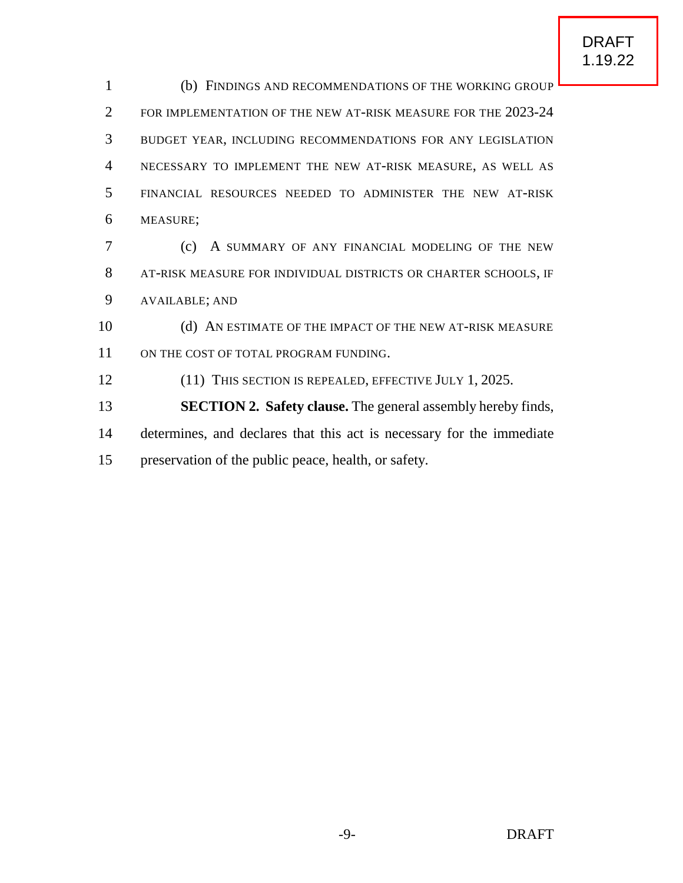(b) FINDINGS AND RECOMMENDATIONS OF THE WORKING GROUP FOR IMPLEMENTATION OF THE NEW AT-RISK MEASURE FOR THE 2023-24 BUDGET YEAR, INCLUDING RECOMMENDATIONS FOR ANY LEGISLATION NECESSARY TO IMPLEMENT THE NEW AT-RISK MEASURE, AS WELL AS FINANCIAL RESOURCES NEEDED TO ADMINISTER THE NEW AT-RISK MEASURE;

(c) A SUMMARY OF ANY FINANCIAL MODELING OF THE NEW AT-RISK MEASURE FOR INDIVIDUAL DISTRICTS OR CHARTER SCHOOLS, IF AVAILABLE; AND

(d) AN ESTIMATE OF THE IMPACT OF THE NEW AT-RISK MEASURE ON THE COST OF TOTAL PROGRAM FUNDING.

(11) THIS SECTION IS REPEALED, EFFECTIVE JULY 1, 2025.

**SECTION 2. Safety clause.** The general assembly hereby finds, determines, and declares that this act is necessary for the immediate preservation of the public peace, health, or safety.